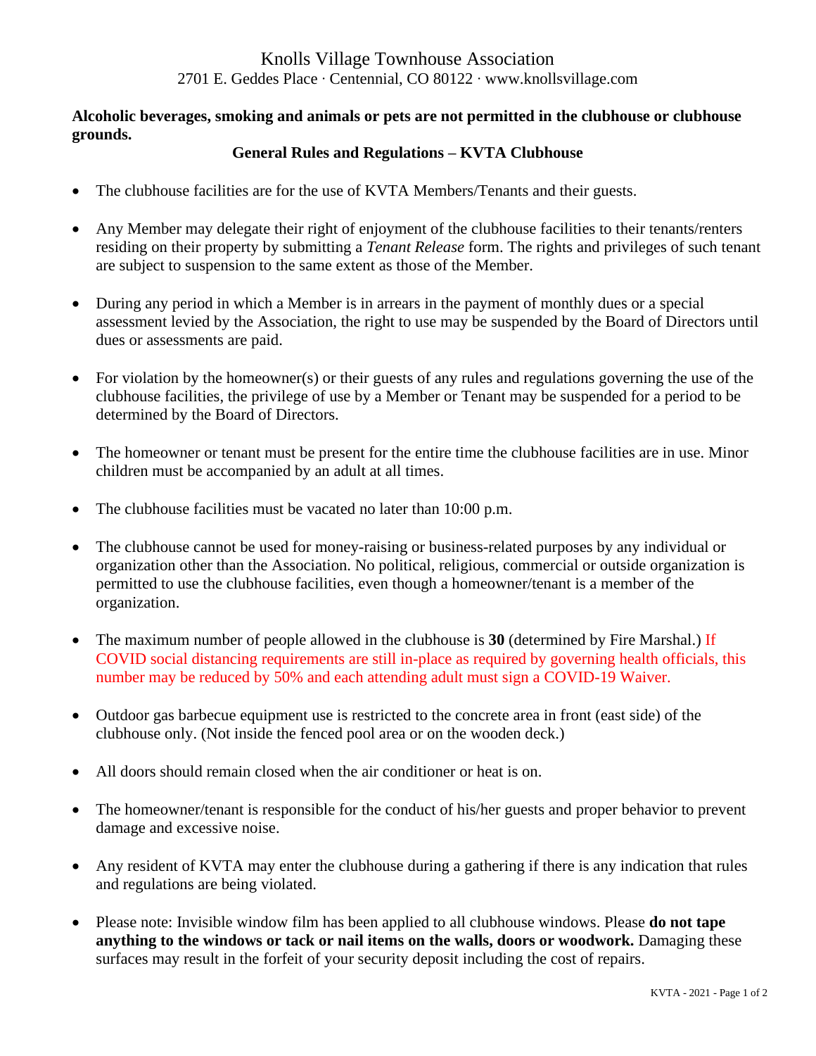# Knolls Village Townhouse Association

2701 E. Geddes Place · Centennial, CO 80122 · www.knollsvillage.com

**Alcoholic beverages, smoking and animals or pets are not permitted in the clubhouse or clubhouse grounds.**

## General Rules and Regulations – KVTA Clubhouse

- The clubhouse facilities are for the use of KVTA Members/Tenants and their guests.
- Any Member may delegate their right of enjoyment of the clubhouse facilities to their tenants/renters residing on their property by submitting a *Tenant Release* form. The rights and privileges of such tenant are subject to suspension to the same extent as those of the Member.
- During any period in which a Member is in arrears in the payment of monthly dues or a special assessment levied by the Association, the right to use may be suspended by the Board of Directors until dues or assessments are paid.
- For violation by the homeowner(s) or their guests of any rules and regulations governing the use of the clubhouse facilities, the privilege of use by a Member or Tenant may be suspended for a period to be determined by the Board of Directors.
- The homeowner or tenant must be present for the entire time the clubhouse facilities are in use. Minor children must be accompanied by an adult at all times.
- The clubhouse facilities must be vacated no later than 10:00 p.m.
- The clubhouse cannot be used for money-raising or business-related purposes by any individual or organization other than the Association. No political, religious, commercial or outside organization is permitted to use the clubhouse facilities, even though a homeowner/tenant is a member of the organization.
- The maximum number of people allowed in the clubhouse is **30** (determined by Fire Marshal.) If COVID social distancing requirements are still in-place as required by governing health officials, this number may be reduced by 50% and each attending adult must sign a COVID-19 Waiver.
- Outdoor gas barbecue equipment use is restricted to the concrete area in front (east side) of the clubhouse only. (Not inside the fenced pool area or on the wooden deck.)
- All doors should remain closed when the air conditioner or heat is on.
- The homeowner/tenant is responsible for the conduct of his/her guests and proper behavior to prevent damage and excessive noise.
- Any resident of KVTA may enter the clubhouse during a gathering if there is any indication that rules and regulations are being violated.
- Please note: Invisible window film has been applied to all clubhouse windows. Please **do not tape anything to the windows or tack or nail items on the walls, doors or woodwork.** Damaging these surfaces may result in the forfeit of your security deposit including the cost of repairs.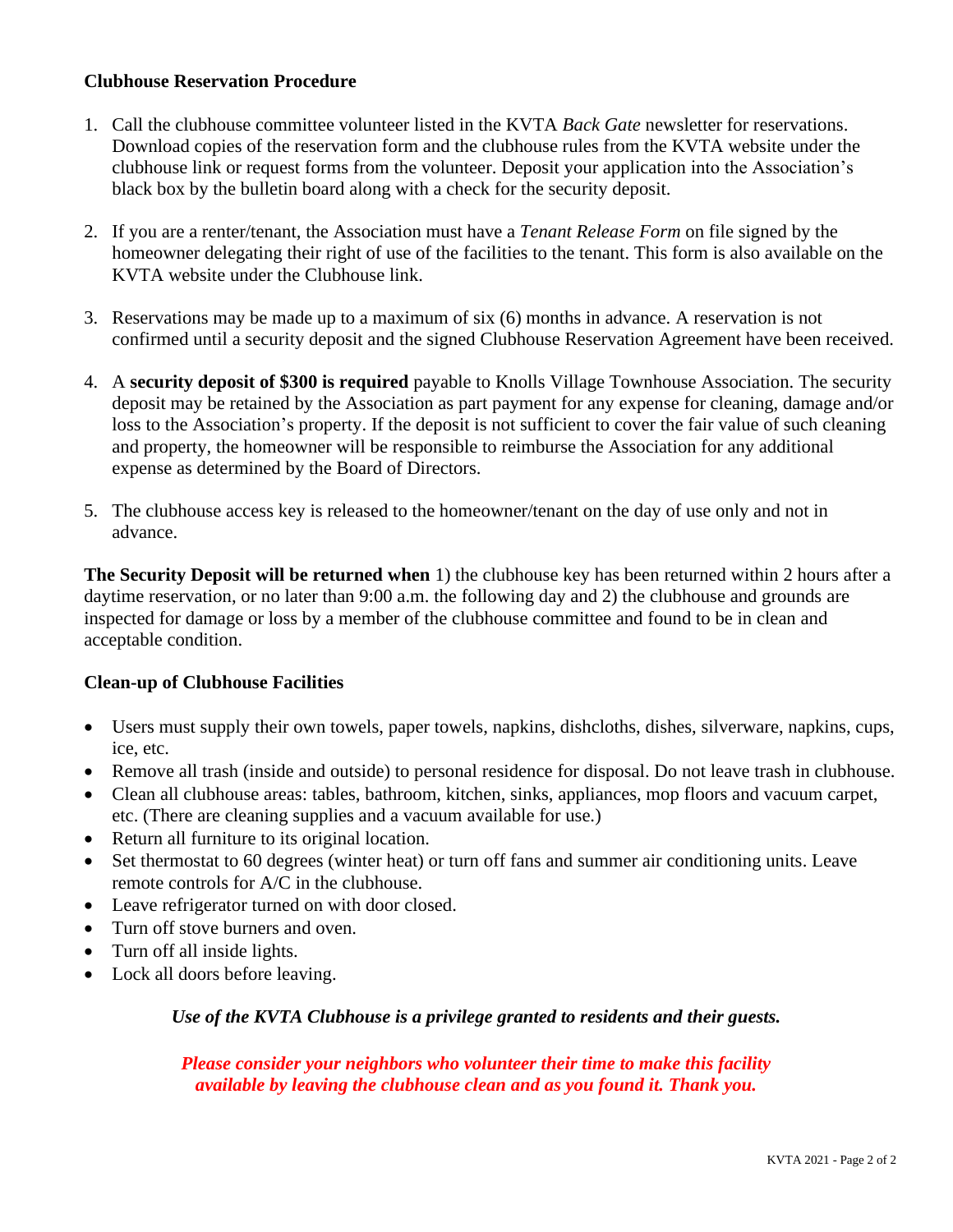## Clubhouse Reservation Procedure

1. Call the clubhouse committee volunteer listed in the KVTA *Back Gate* newsletter for reservations. Download copies of the reservation form and the clubhouse rules from the KVTA website under the clubhouse link or request forms from the volunteer. Deposit your application into the Association's black box by the bulletin board along with a check for the security deposit.

2. If you are a renter/tenant, the Association must have a *Tenant Release Form* on file signed by the homeowner delegating their right of use of the facilities to the tenant. This form is also available on the KVTA website under the Clubhouse link.

3. Reservations may be made up to a maximum of six (6) months in advance. A reservation is not confirmed until a security deposit and the signed Clubhouse Reservation Agreement have been received.

4. A **security deposit of $300 is required** payable to Knolls Village Townhouse Association. The security deposit may be retained by the Association as part payment for any expense for cleaning, damage and/or loss to the Association's property. If the deposit is not sufficient to cover the fair value of such cleaning and property, the homeowner will be responsible to reimburse the Association for any additional expense as determined by the Board of Directors.

5. The clubhouse access key is released to the homeowner/tenant on the day of use only and not in advance.

**The Security Deposit will be returned when** 1) the clubhouse key has been returned within 2 hours after a daytime reservation, or no later than 9:00 a.m. the following day and 2) the clubhouse and grounds are inspected for damage or loss by a member of the clubhouse committee and found to be in clean and acceptable condition.

## Clean-up of Clubhouse Facilities

- Users must supply their own towels, paper towels, napkins, dishcloths, dishes, silverware, napkins, cups, ice, etc.
- Remove all trash (inside and outside) to personal residence for disposal. Do not leave trash in clubhouse.
- Clean all clubhouse areas: tables, bathroom, kitchen, sinks, appliances, mop floors and vacuum carpet, etc. (There are cleaning supplies and a vacuum available for use.)
- Return all furniture to its original location.
- Set thermostat to 60 degrees (winter heat) or turn off fans and summer air conditioning units. Leave remote controls for A/C in the clubhouse.
- Leave refrigerator turned on with door closed.
- Turn off stove burners and oven.
- Turn off all inside lights.
- Lock all doors before leaving.

***Use of the KVTA Clubhouse is a privilege granted to residents and their guests.***

***Please consider your neighbors who volunteer their time to make this facility available by leaving the clubhouse clean and as you found it. Thank you.***